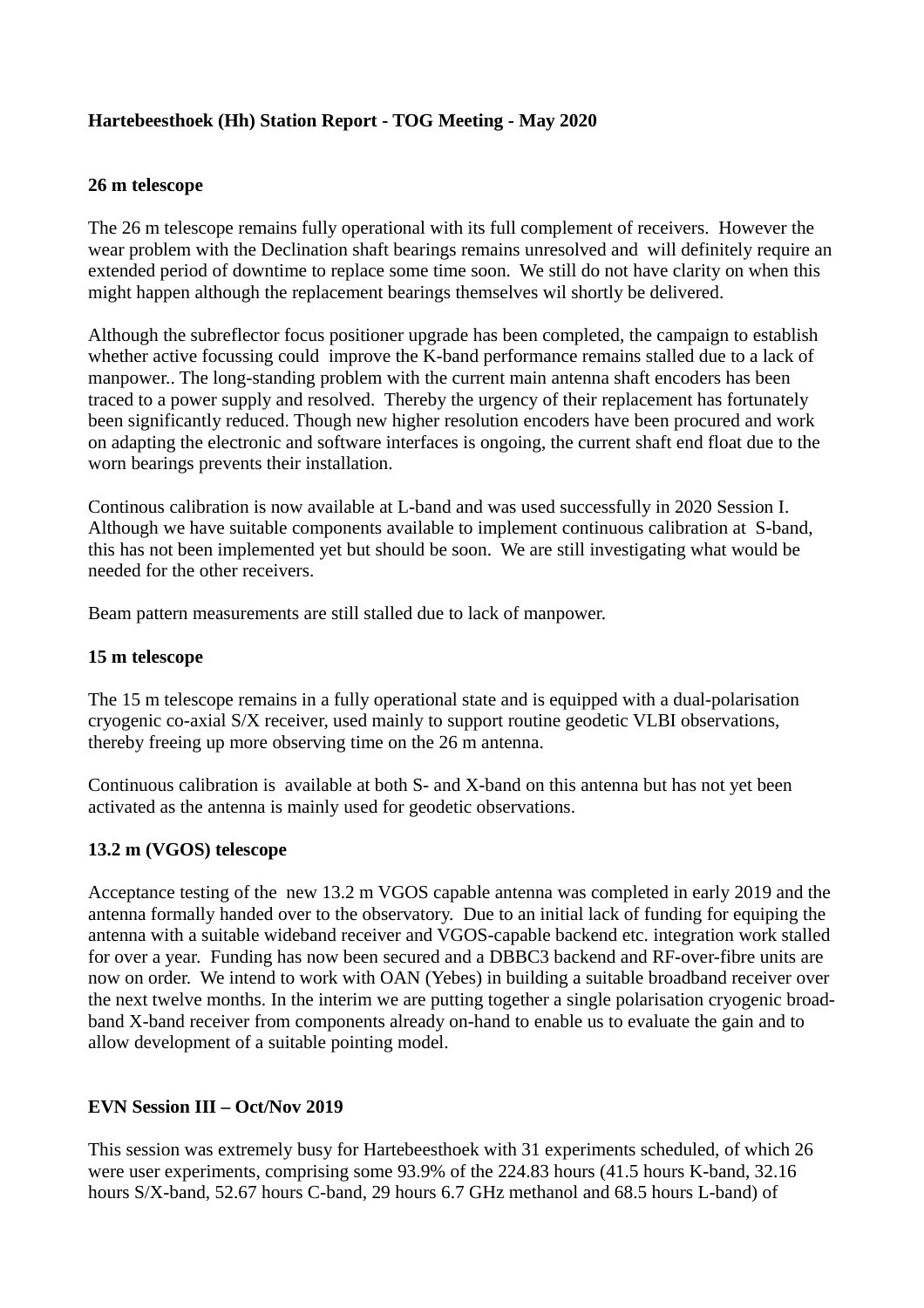**Hartebeesthoek (Hh) Station Report - TOG Meeting - May 2020**

**26 m telescope**

The 26 m telescope remains fully operational with its full complement of receivers. However the wear problem with the Declination shaft bearings remains unresolved and will definitely require an extended period of downtime to replace some time soon. We still do not have clarity on when this might happen although the replacement bearings themselves wil shortly be delivered.

Although the subreflector focus positioner upgrade has been completed, the campaign to establish whether active focussing could improve the K-band performance remains stalled due to a lack of manpower.. The long-standing problem with the current main antenna shaft encoders has been traced to a power supply and resolved. Thereby the urgency of their replacement has fortunately been significantly reduced. Though new higher resolution encoders have been procured and work on adapting the electronic and software interfaces is ongoing, the current shaft end float due to the worn bearings prevents their installation.

Continous calibration is now available at L-band and was used successfully in 2020 Session I. Although we have suitable components available to implement continuous calibration at S-band, this has not been implemented yet but should be soon. We are still investigating what would be needed for the other receivers.

Beam pattern measurements are still stalled due to lack of manpower.

**15 m telescope**

The 15 m telescope remains in a fully operational state and is equipped with a dual-polarisation cryogenic co-axial S/X receiver, used mainly to support routine geodetic VLBI observations, thereby freeing up more observing time on the 26 m antenna.

Continuous calibration is available at both S- and X-band on this antenna but has not yet been activated as the antenna is mainly used for geodetic observations.

**13.2 m (VGOS) telescope**

Acceptance testing of the new 13.2 m VGOS capable antenna was completed in early 2019 and the antenna formally handed over to the observatory. Due to an initial lack of funding for equiping the antenna with a suitable wideband receiver and VGOS-capable backend etc. integration work stalled for over a year. Funding has now been secured and a DBBC3 backend and RF-over-fibre units are now on order. We intend to work with OAN (Yebes) in building a suitable broadband receiver over the next twelve months. In the interim we are putting together a single polarisation cryogenic broad-band X-band receiver from components already on-hand to enable us to evaluate the gain and to allow development of a suitable pointing model.

**EVN Session III – Oct/Nov 2019**

This session was extremely busy for Hartebeesthoek with 31 experiments scheduled, of which 26 were user experiments, comprising some 93.9% of the 224.83 hours (41.5 hours K-band, 32.16 hours S/X-band, 52.67 hours C-band, 29 hours 6.7 GHz methanol and 68.5 hours L-band) of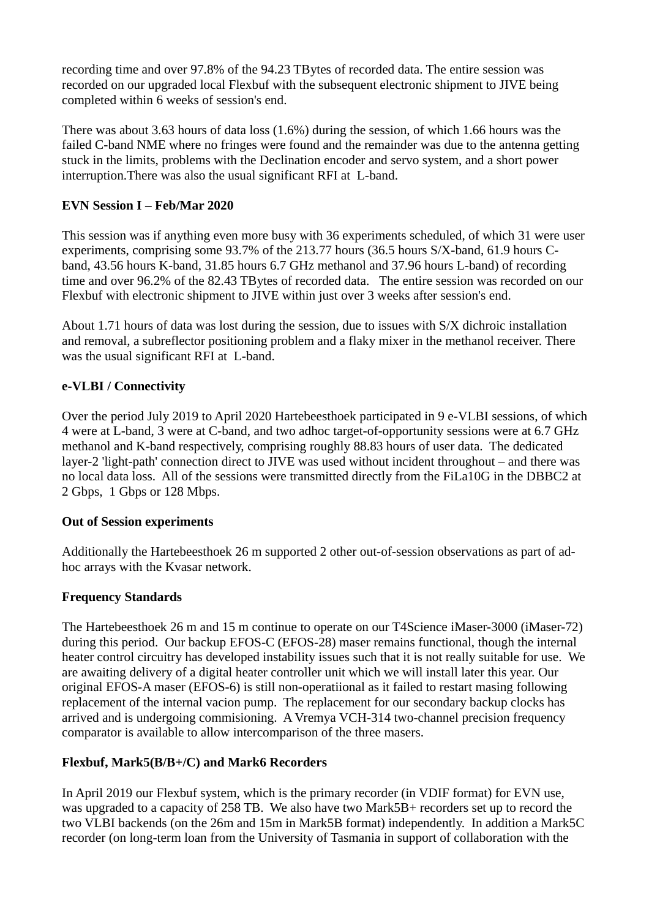recording time and over 97.8% of the 94.23 TBytes of recorded data. The entire session was recorded on our upgraded local Flexbuf with the subsequent electronic shipment to JIVE being completed within 6 weeks of session's end.

There was about 3.63 hours of data loss (1.6%) during the session, of which 1.66 hours was the failed C-band NME where no fringes were found and the remainder was due to the antenna getting stuck in the limits, problems with the Declination encoder and servo system, and a short power interruption.There was also the usual significant RFI at L-band.

**EVN Session I – Feb/Mar 2020**

This session was if anything even more busy with 36 experiments scheduled, of which 31 were user experiments, comprising some 93.7% of the 213.77 hours (36.5 hours S/X-band, 61.9 hours C-band, 43.56 hours K-band, 31.85 hours 6.7 GHz methanol and 37.96 hours L-band) of recording time and over 96.2% of the 82.43 TBytes of recorded data. The entire session was recorded on our Flexbuf with electronic shipment to JIVE within just over 3 weeks after session's end.

About 1.71 hours of data was lost during the session, due to issues with S/X dichroic installation and removal, a subreflector positioning problem and a flaky mixer in the methanol receiver. There was the usual significant RFI at L-band.

**e-VLBI / Connectivity**

Over the period July 2019 to April 2020 Hartebeesthoek participated in 9 e-VLBI sessions, of which 4 were at L-band, 3 were at C-band, and two adhoc target-of-opportunity sessions were at 6.7 GHz methanol and K-band respectively, comprising roughly 88.83 hours of user data. The dedicated layer-2 'light-path' connection direct to JIVE was used without incident throughout – and there was no local data loss. All of the sessions were transmitted directly from the FiLa10G in the DBBC2 at 2 Gbps, 1 Gbps or 128 Mbps.

**Out of Session experiments**

Additionally the Hartebeesthoek 26 m supported 2 other out-of-session observations as part of ad-hoc arrays with the Kvasar network.

**Frequency Standards**

The Hartebeesthoek 26 m and 15 m continue to operate on our T4Science iMaser-3000 (iMaser-72) during this period. Our backup EFOS-C (EFOS-28) maser remains functional, though the internal heater control circuitry has developed instability issues such that it is not really suitable for use. We are awaiting delivery of a digital heater controller unit which we will install later this year. Our original EFOS-A maser (EFOS-6) is still non-operatiional as it failed to restart masing following replacement of the internal vacion pump. The replacement for our secondary backup clocks has arrived and is undergoing commisioning. A Vremya VCH-314 two-channel precision frequency comparator is available to allow intercomparison of the three masers.

**Flexbuf, Mark5(B/B+/C) and Mark6 Recorders**

In April 2019 our Flexbuf system, which is the primary recorder (in VDIF format) for EVN use, was upgraded to a capacity of 258 TB. We also have two Mark5B+ recorders set up to record the two VLBI backends (on the 26m and 15m in Mark5B format) independently. In addition a Mark5C recorder (on long-term loan from the University of Tasmania in support of collaboration with the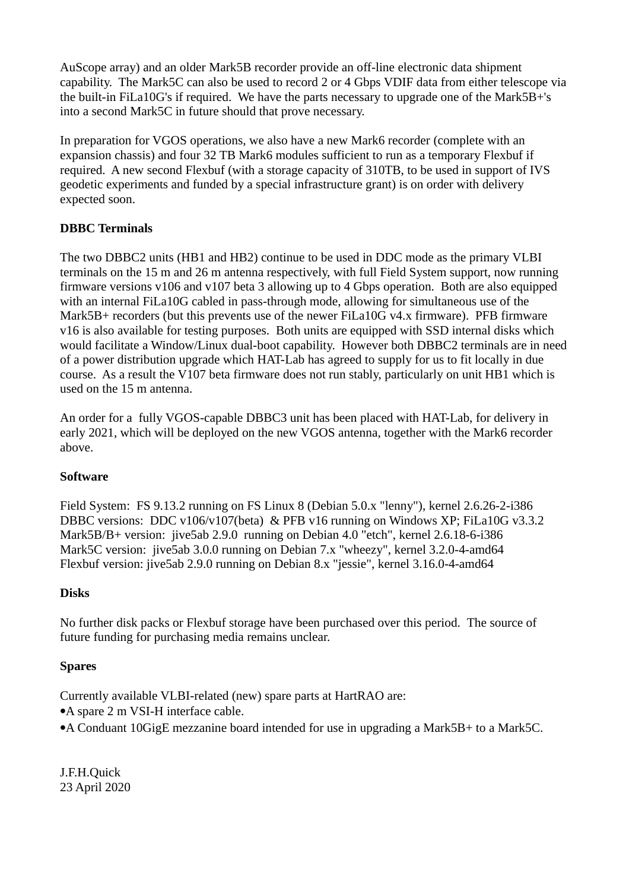AuScope array) and an older Mark5B recorder provide an off-line electronic data shipment capability. The Mark5C can also be used to record 2 or 4 Gbps VDIF data from either telescope via the built-in FiLa10G's if required. We have the parts necessary to upgrade one of the Mark5B+'s into a second Mark5C in future should that prove necessary.

In preparation for VGOS operations, we also have a new Mark6 recorder (complete with an expansion chassis) and four 32 TB Mark6 modules sufficient to run as a temporary Flexbuf if required. A new second Flexbuf (with a storage capacity of 310TB, to be used in support of IVS geodetic experiments and funded by a special infrastructure grant) is on order with delivery expected soon.

**DBBC Terminals**

The two DBBC2 units (HB1 and HB2) continue to be used in DDC mode as the primary VLBI terminals on the 15 m and 26 m antenna respectively, with full Field System support, now running firmware versions v106 and v107 beta 3 allowing up to 4 Gbps operation. Both are also equipped with an internal FiLa10G cabled in pass-through mode, allowing for simultaneous use of the Mark5B+ recorders (but this prevents use of the newer FiLa10G v4.x firmware). PFB firmware v16 is also available for testing purposes. Both units are equipped with SSD internal disks which would facilitate a Window/Linux dual-boot capability. However both DBBC2 terminals are in need of a power distribution upgrade which HAT-Lab has agreed to supply for us to fit locally in due course. As a result the V107 beta firmware does not run stably, particularly on unit HB1 which is used on the 15 m antenna.

An order for a fully VGOS-capable DBBC3 unit has been placed with HAT-Lab, for delivery in early 2021, which will be deployed on the new VGOS antenna, together with the Mark6 recorder above.

**Software**

Field System: FS 9.13.2 running on FS Linux 8 (Debian 5.0.x "lenny"), kernel 2.6.26-2-i386
DBBC versions: DDC v106/v107(beta) & PFB v16 running on Windows XP; FiLa10G v3.3.2
Mark5B/B+ version: jive5ab 2.9.0 running on Debian 4.0 "etch", kernel 2.6.18-6-i386
Mark5C version: jive5ab 3.0.0 running on Debian 7.x "wheezy", kernel 3.2.0-4-amd64
Flexbuf version: jive5ab 2.9.0 running on Debian 8.x "jessie", kernel 3.16.0-4-amd64

**Disks**

No further disk packs or Flexbuf storage have been purchased over this period. The source of future funding for purchasing media remains unclear.

**Spares**

Currently available VLBI-related (new) spare parts at HartRAO are:

- A spare 2 m VSI-H interface cable.
- A Conduant 10GigE mezzanine board intended for use in upgrading a Mark5B+ to a Mark5C.

J.F.H.Quick
23 April 2020